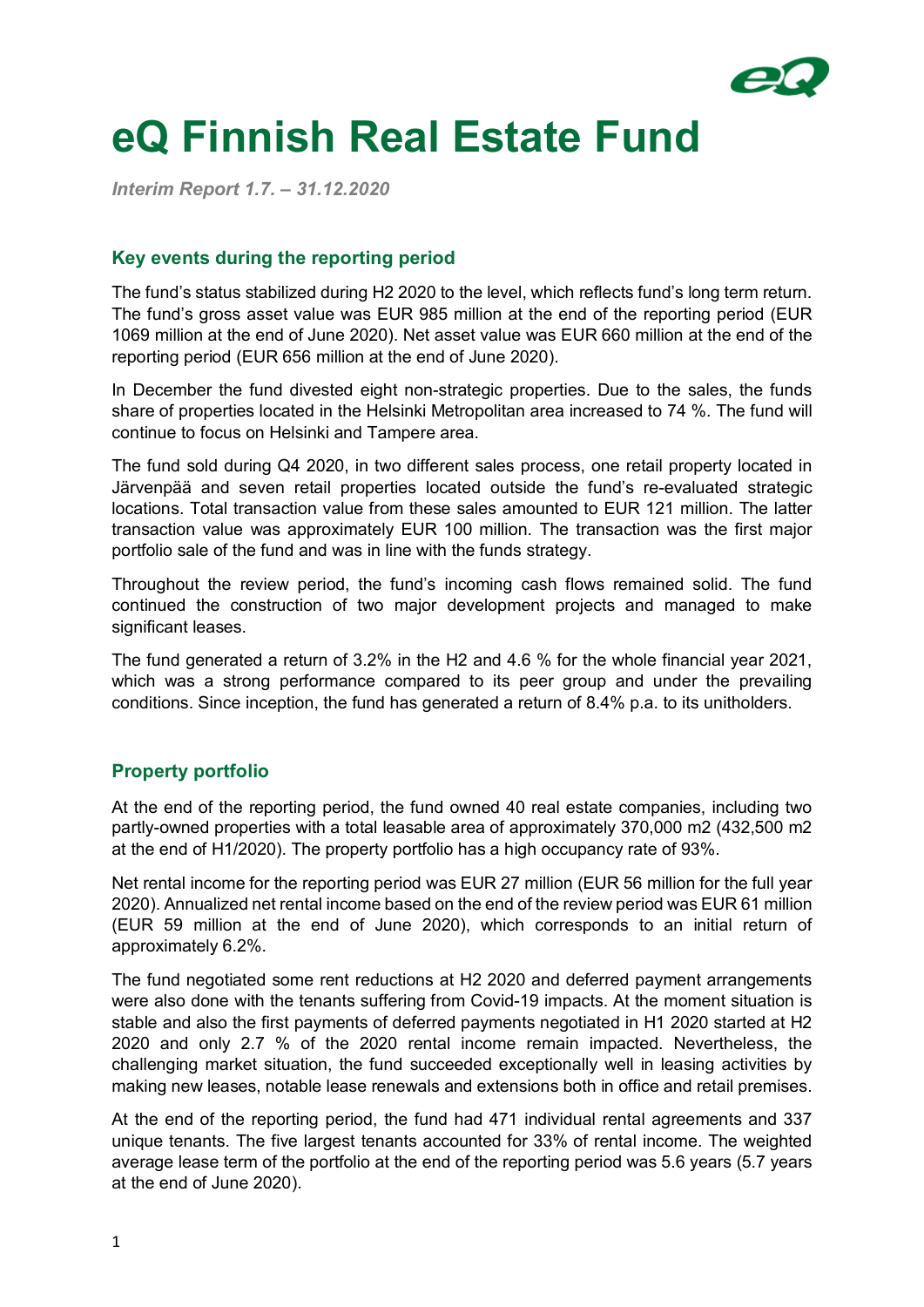# eQ Finnish Real Estate Fund

*Interim Report 1.7. – 31.12.2020*

## Key events during the reporting period

The fund's status stabilized during H2 2020 to the level, which reflects fund's long term return. The fund's gross asset value was EUR 985 million at the end of the reporting period (EUR 1069 million at the end of June 2020). Net asset value was EUR 660 million at the end of the reporting period (EUR 656 million at the end of June 2020).

In December the fund divested eight non-strategic properties. Due to the sales, the funds share of properties located in the Helsinki Metropolitan area increased to 74 %. The fund will continue to focus on Helsinki and Tampere area.

The fund sold during Q4 2020, in two different sales process, one retail property located in Järvenpää and seven retail properties located outside the fund's re-evaluated strategic locations. Total transaction value from these sales amounted to EUR 121 million. The latter transaction value was approximately EUR 100 million. The transaction was the first major portfolio sale of the fund and was in line with the funds strategy.

Throughout the review period, the fund's incoming cash flows remained solid. The fund continued the construction of two major development projects and managed to make significant leases.

The fund generated a return of 3.2% in the H2 and 4.6 % for the whole financial year 2021, which was a strong performance compared to its peer group and under the prevailing conditions. Since inception, the fund has generated a return of 8.4% p.a. to its unitholders.

## Property portfolio

At the end of the reporting period, the fund owned 40 real estate companies, including two partly-owned properties with a total leasable area of approximately 370,000 m2 (432,500 m2 at the end of H1/2020). The property portfolio has a high occupancy rate of 93%.

Net rental income for the reporting period was EUR 27 million (EUR 56 million for the full year 2020). Annualized net rental income based on the end of the review period was EUR 61 million (EUR 59 million at the end of June 2020), which corresponds to an initial return of approximately 6.2%.

The fund negotiated some rent reductions at H2 2020 and deferred payment arrangements were also done with the tenants suffering from Covid-19 impacts. At the moment situation is stable and also the first payments of deferred payments negotiated in H1 2020 started at H2 2020 and only 2.7 % of the 2020 rental income remain impacted. Nevertheless, the challenging market situation, the fund succeeded exceptionally well in leasing activities by making new leases, notable lease renewals and extensions both in office and retail premises.

At the end of the reporting period, the fund had 471 individual rental agreements and 337 unique tenants. The five largest tenants accounted for 33% of rental income. The weighted average lease term of the portfolio at the end of the reporting period was 5.6 years (5.7 years at the end of June 2020).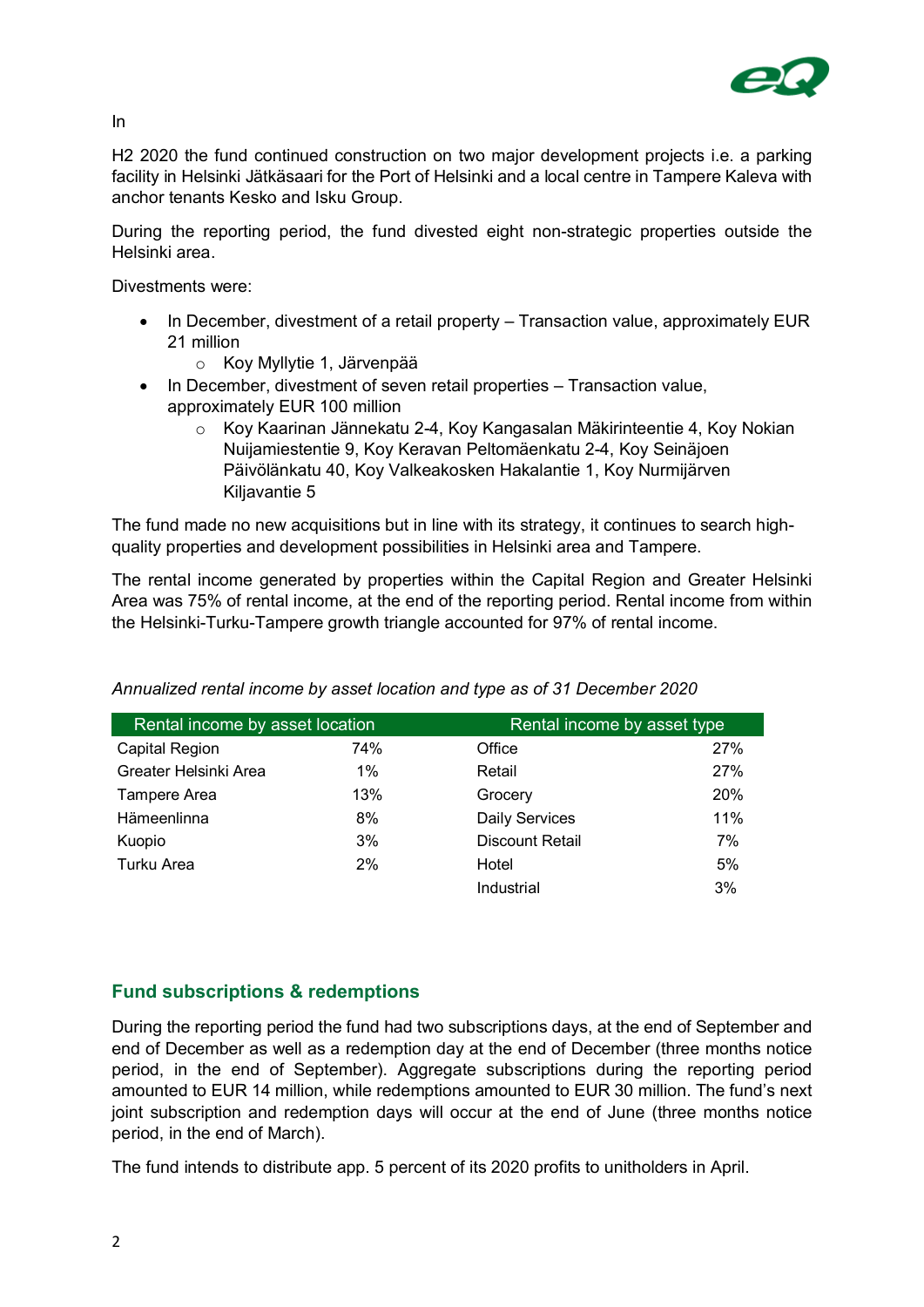In

H2 2020 the fund continued construction on two major development projects i.e. a parking facility in Helsinki Jätkäsaari for the Port of Helsinki and a local centre in Tampere Kaleva with anchor tenants Kesko and Isku Group.

During the reporting period, the fund divested eight non-strategic properties outside the Helsinki area.

Divestments were:

- In December, divestment of a retail property – Transaction value, approximately EUR 21 million
  - Koy Myllytie 1, Järvenpää
- In December, divestment of seven retail properties – Transaction value, approximately EUR 100 million
  - Koy Kaarinan Jännekatu 2-4, Koy Kangasalan Mäkirinteentie 4, Koy Nokian Nuijamiestentie 9, Koy Keravan Peltomäenkatu 2-4, Koy Seinäjoen Päivölänkatu 40, Koy Valkeakosken Hakalantie 1, Koy Nurmijärven Kiljavantie 5

The fund made no new acquisitions but in line with its strategy, it continues to search high-quality properties and development possibilities in Helsinki area and Tampere.

The rental income generated by properties within the Capital Region and Greater Helsinki Area was 75% of rental income, at the end of the reporting period. Rental income from within the Helsinki-Turku-Tampere growth triangle accounted for 97% of rental income.

*Annualized rental income by asset location and type as of 31 December 2020*

| Rental income by asset location | | Rental income by asset type | |
|---|---|---|---|
| Capital Region | 74% | Office | 27% |
| Greater Helsinki Area | 1% | Retail | 27% |
| Tampere Area | 13% | Grocery | 20% |
| Hämeenlinna | 8% | Daily Services | 11% |
| Kuopio | 3% | Discount Retail | 7% |
| Turku Area | 2% | Hotel | 5% |
| | | Industrial | 3% |

## Fund subscriptions & redemptions

During the reporting period the fund had two subscriptions days, at the end of September and end of December as well as a redemption day at the end of December (three months notice period, in the end of September). Aggregate subscriptions during the reporting period amounted to EUR 14 million, while redemptions amounted to EUR 30 million. The fund's next joint subscription and redemption days will occur at the end of June (three months notice period, in the end of March).

The fund intends to distribute app. 5 percent of its 2020 profits to unitholders in April.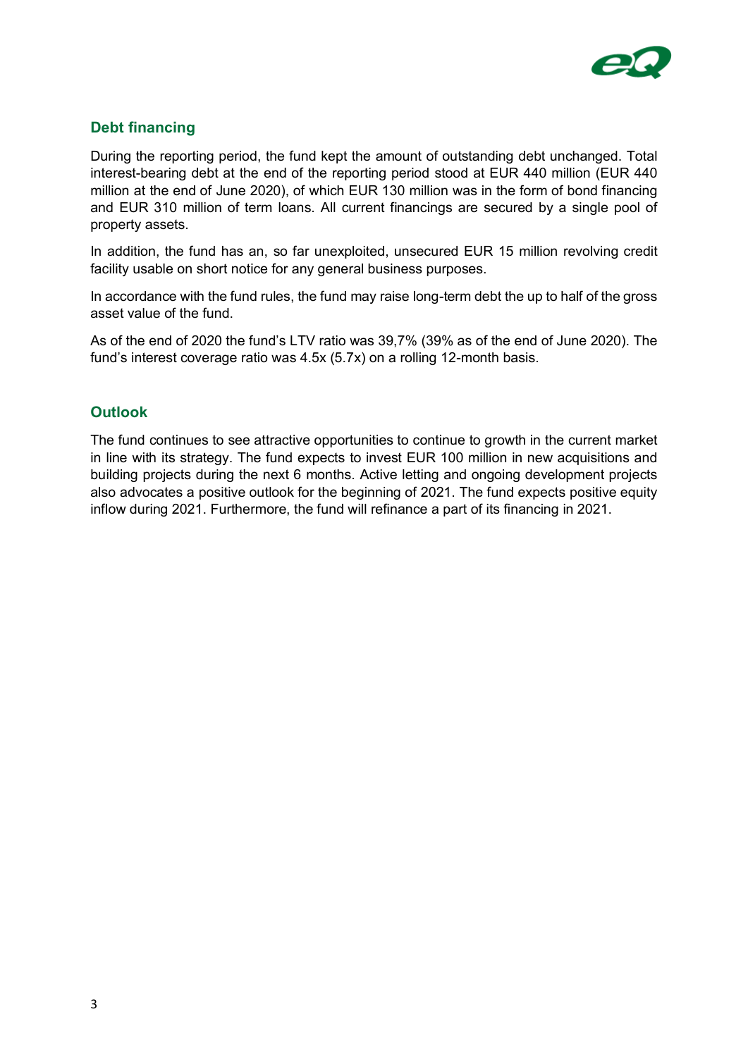## Debt financing

During the reporting period, the fund kept the amount of outstanding debt unchanged. Total interest-bearing debt at the end of the reporting period stood at EUR 440 million (EUR 440 million at the end of June 2020), of which EUR 130 million was in the form of bond financing and EUR 310 million of term loans. All current financings are secured by a single pool of property assets.

In addition, the fund has an, so far unexploited, unsecured EUR 15 million revolving credit facility usable on short notice for any general business purposes.

In accordance with the fund rules, the fund may raise long-term debt the up to half of the gross asset value of the fund.

As of the end of 2020 the fund's LTV ratio was 39,7% (39% as of the end of June 2020). The fund's interest coverage ratio was 4.5x (5.7x) on a rolling 12-month basis.

## Outlook

The fund continues to see attractive opportunities to continue to growth in the current market in line with its strategy. The fund expects to invest EUR 100 million in new acquisitions and building projects during the next 6 months. Active letting and ongoing development projects also advocates a positive outlook for the beginning of 2021. The fund expects positive equity inflow during 2021. Furthermore, the fund will refinance a part of its financing in 2021.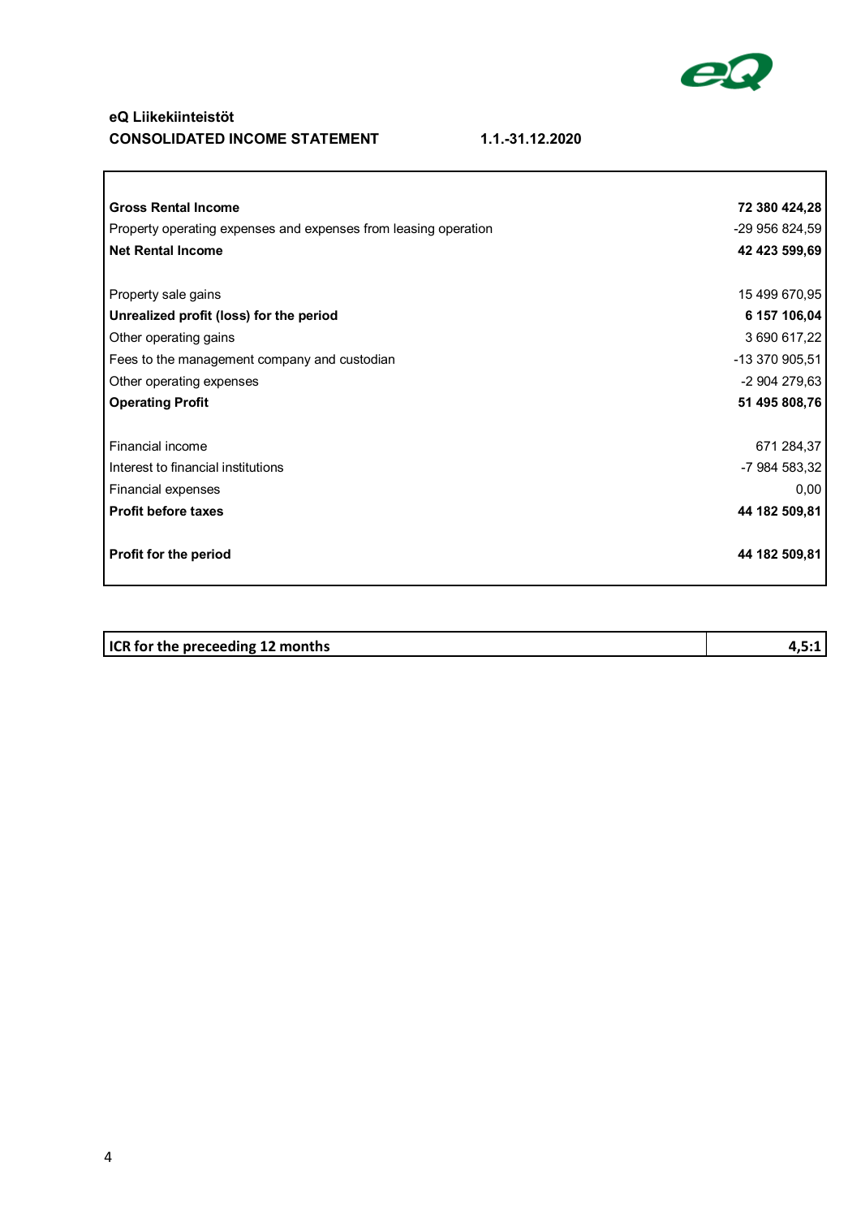**eQ Liikekiinteistöt**

**CONSOLIDATED INCOME STATEMENT** **1.1.-31.12.2020**

| | |
|---|---|
| **Gross Rental Income** | **72 380 424,28** |
| Property operating expenses and expenses from leasing operation | -29 956 824,59 |
| **Net Rental Income** | **42 423 599,69** |
| | |
| Property sale gains | 15 499 670,95 |
| **Unrealized profit (loss) for the period** | **6 157 106,04** |
| Other operating gains | 3 690 617,22 |
| Fees to the management company and custodian | -13 370 905,51 |
| Other operating expenses | -2 904 279,63 |
| **Operating Profit** | **51 495 808,76** |
| | |
| Financial income | 671 284,37 |
| Interest to financial institutions | -7 984 583,32 |
| Financial expenses | 0,00 |
| **Profit before taxes** | **44 182 509,81** |
| | |
| **Profit for the period** | **44 182 509,81** |

| | |
|---|---|
| **ICR for the preceeding 12 months** | **4,5:1** |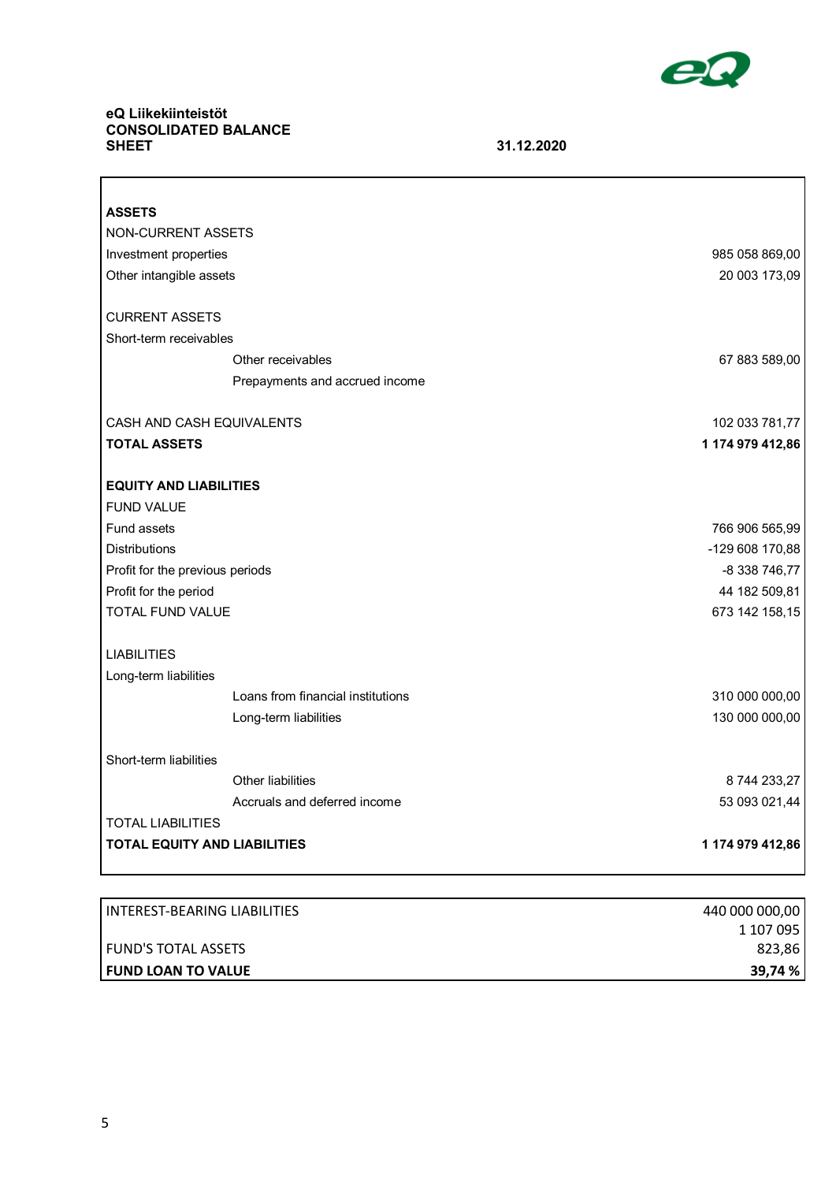**eQ Liikekiinteistöt**
**CONSOLIDATED BALANCE SHEET** **31.12.2020**

| | |
|---|---:|
| **ASSETS** | |
| NON-CURRENT ASSETS | |
| Investment properties | 985 058 869,00 |
| Other intangible assets | 20 003 173,09 |
| | |
| CURRENT ASSETS | |
| Short-term receivables | |
| Other receivables | 67 883 589,00 |
| Prepayments and accrued income | |
| | |
| CASH AND CASH EQUIVALENTS | 102 033 781,77 |
| **TOTAL ASSETS** | **1 174 979 412,86** |
| | |
| **EQUITY AND LIABILITIES** | |
| FUND VALUE | |
| Fund assets | 766 906 565,99 |
| Distributions | -129 608 170,88 |
| Profit for the previous periods | -8 338 746,77 |
| Profit for the period | 44 182 509,81 |
| TOTAL FUND VALUE | 673 142 158,15 |
| | |
| LIABILITIES | |
| Long-term liabilities | |
| Loans from financial institutions | 310 000 000,00 |
| Long-term liabilities | 130 000 000,00 |
| | |
| Short-term liabilities | |
| Other liabilities | 8 744 233,27 |
| Accruals and deferred income | 53 093 021,44 |
| TOTAL LIABILITIES | |
| **TOTAL EQUITY AND LIABILITIES** | **1 174 979 412,86** |

| | |
|---|---:|
| INTEREST-BEARING LIABILITIES | 440 000 000,00 |
| FUND'S TOTAL ASSETS | 1 107 095 823,86 |
| **FUND LOAN TO VALUE** | **39,74 %** |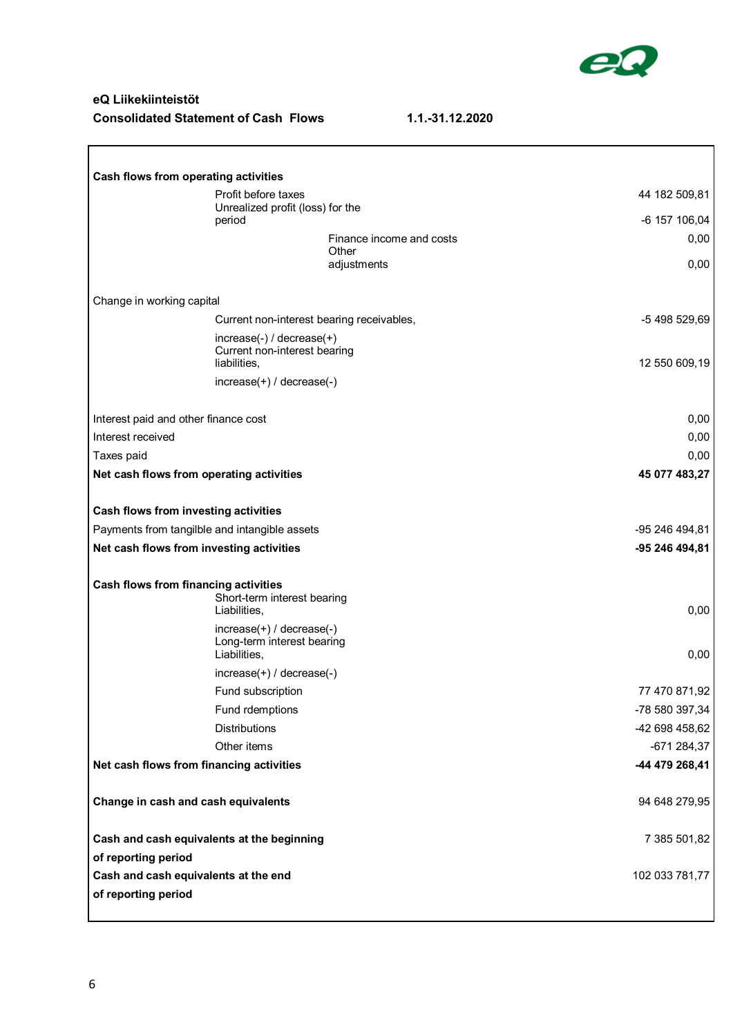**eQ Liikekiinteistöt**

**Consolidated Statement of Cash Flows** **1.1.-31.12.2020**

| | |
|---|---|
| **Cash flows from operating activities** | |
| Profit before taxes | 44 182 509,81 |
| Unrealized profit (loss) for the period | -6 157 106,04 |
| Finance income and costs | 0,00 |
| Other adjustments | 0,00 |
| Change in working capital | |
| Current non-interest bearing receivables, increase(-) / decrease(+) | -5 498 529,69 |
| Current non-interest bearing liabilities, increase(+) / decrease(-) | 12 550 609,19 |
| Interest paid and other finance cost | 0,00 |
| Interest received | 0,00 |
| Taxes paid | 0,00 |
| **Net cash flows from operating activities** | **45 077 483,27** |
| **Cash flows from investing activities** | |
| Payments from tangilble and intangible assets | -95 246 494,81 |
| **Net cash flows from investing activities** | **-95 246 494,81** |
| **Cash flows from financing activities** | |
| Short-term interest bearing Liabilities, increase(+) / decrease(-) | 0,00 |
| Long-term interest bearing Liabilities, increase(+) / decrease(-) | 0,00 |
| Fund subscription | 77 470 871,92 |
| Fund rdemptions | -78 580 397,34 |
| Distributions | -42 698 458,62 |
| Other items | -671 284,37 |
| **Net cash flows from financing activities** | **-44 479 268,41** |
| **Change in cash and cash equivalents** | 94 648 279,95 |
| **Cash and cash equivalents at the beginning of reporting period** | 7 385 501,82 |
| **Cash and cash equivalents at the end of reporting period** | 102 033 781,77 |